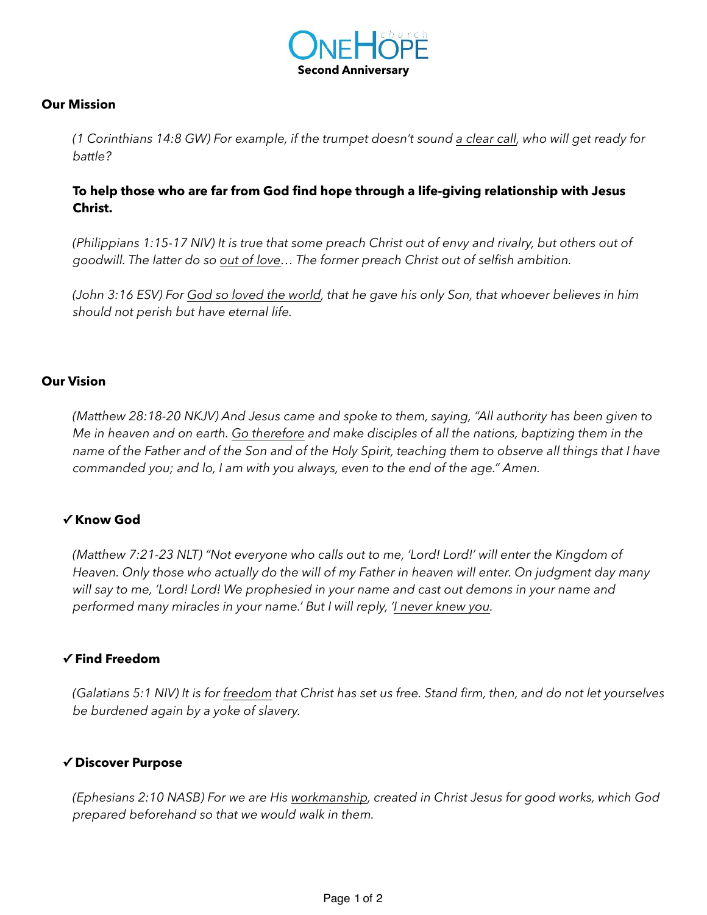# OneHope church
**Second Anniversary**

## Our Mission

*(1 Corinthians 14:8 GW) For example, if the trumpet doesn't sound <u>a clear call</u>, who will get ready for battle?*

**To help those who are far from God find hope through a life-giving relationship with Jesus Christ.**

*(Philippians 1:15-17 NIV) It is true that some preach Christ out of envy and rivalry, but others out of goodwill. The latter do so <u>out of love</u>… The former preach Christ out of selfish ambition.*

*(John 3:16 ESV) For <u>God so loved the world</u>, that he gave his only Son, that whoever believes in him should not perish but have eternal life.*

## Our Vision

*(Matthew 28:18-20 NKJV) And Jesus came and spoke to them, saying, "All authority has been given to Me in heaven and on earth. <u>Go therefore</u> and make disciples of all the nations, baptizing them in the name of the Father and of the Son and of the Holy Spirit, teaching them to observe all things that I have commanded you; and lo, I am with you always, even to the end of the age." Amen.*

### ✓ Know God

*(Matthew 7:21-23 NLT) "Not everyone who calls out to me, 'Lord! Lord!' will enter the Kingdom of Heaven. Only those who actually do the will of my Father in heaven will enter. On judgment day many will say to me, 'Lord! Lord! We prophesied in your name and cast out demons in your name and performed many miracles in your name.' But I will reply, '<u>I never knew you</u>.*

### ✓ Find Freedom

*(Galatians 5:1 NIV) It is for <u>freedom</u> that Christ has set us free. Stand firm, then, and do not let yourselves be burdened again by a yoke of slavery.*

### ✓ Discover Purpose

*(Ephesians 2:10 NASB) For we are His <u>workmanship</u>, created in Christ Jesus for good works, which God prepared beforehand so that we would walk in them.*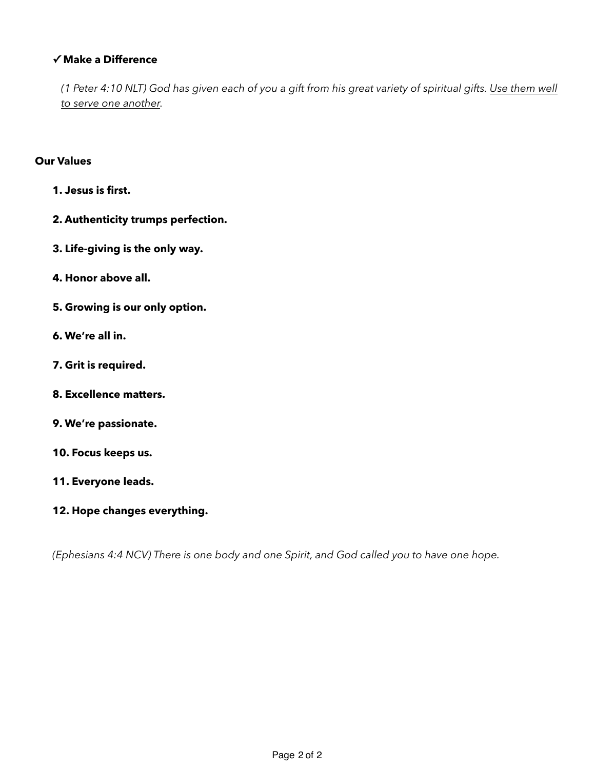✓ **Make a Difference**

*(1 Peter 4:10 NLT) God has given each of you a gift from his great variety of spiritual gifts. <u>Use them well to serve one another</u>.*

**Our Values**

1. **Jesus is first.**
2. **Authenticity trumps perfection.**
3. **Life-giving is the only way.**
4. **Honor above all.**
5. **Growing is our only option.**
6. **We're all in.**
7. **Grit is required.**
8. **Excellence matters.**
9. **We're passionate.**
10. **Focus keeps us.**
11. **Everyone leads.**
12. **Hope changes everything.**

*(Ephesians 4:4 NCV) There is one body and one Spirit, and God called you to have one hope.*